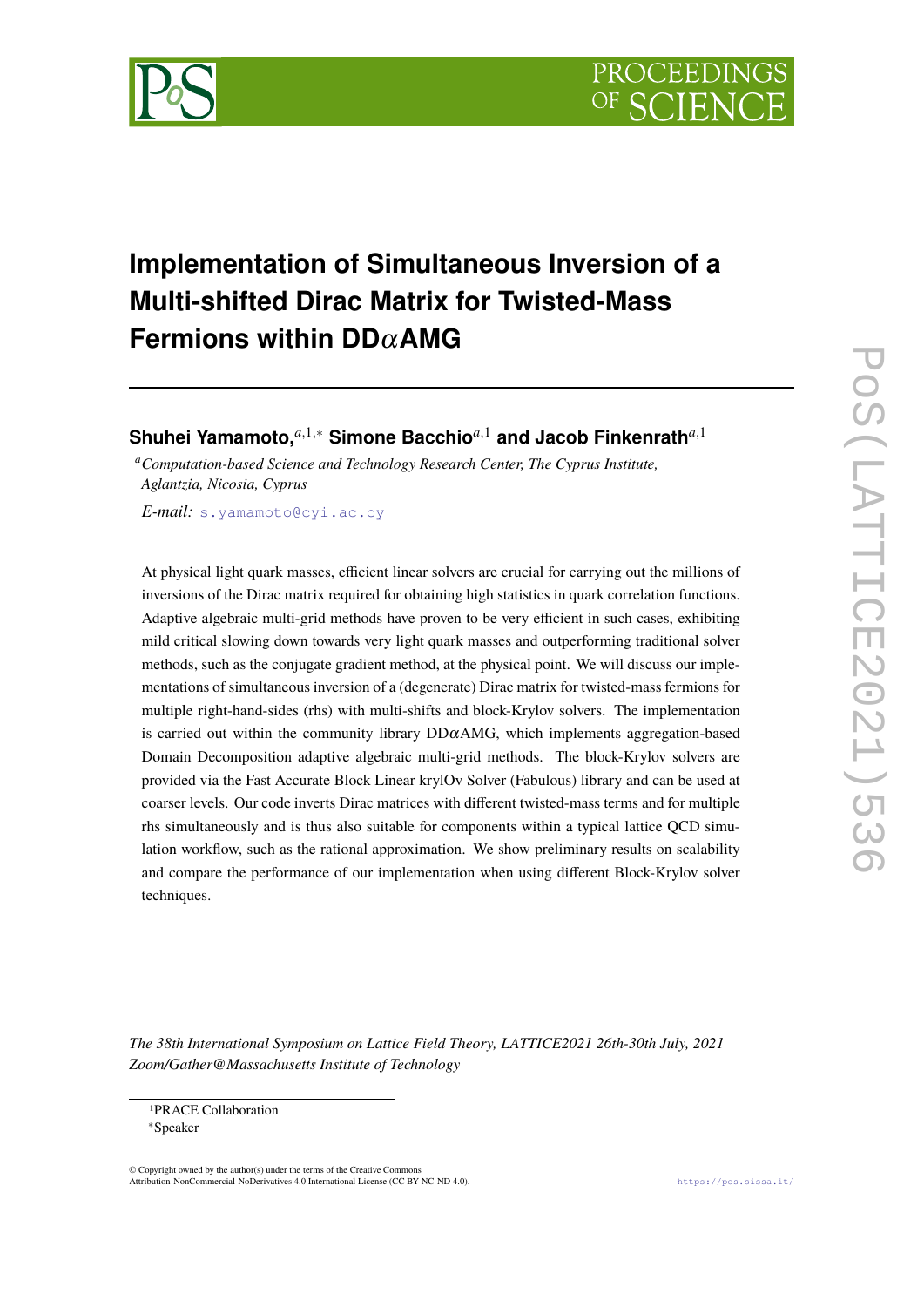# Implementation of Simultaneous Inversion of a Multi-shifted Dirac Matrix for Twisted-Mass Fermions within DD$\alpha$AMG

**Shuhei Yamamoto,**[a,1,*] **Simone Bacchio**[a,1] **and Jacob Finkenrath**[a,1]

[a] *Computation-based Science and Technology Research Center, The Cyprus Institute, Aglantzia, Nicosia, Cyprus*

*E-mail:* s.yamamoto@cyi.ac.cy

At physical light quark masses, efficient linear solvers are crucial for carrying out the millions of inversions of the Dirac matrix required for obtaining high statistics in quark correlation functions. Adaptive algebraic multi-grid methods have proven to be very efficient in such cases, exhibiting mild critical slowing down towards very light quark masses and outperforming traditional solver methods, such as the conjugate gradient method, at the physical point. We will discuss our implementations of simultaneous inversion of a (degenerate) Dirac matrix for twisted-mass fermions for multiple right-hand-sides (rhs) with multi-shifts and block-Krylov solvers. The implementation is carried out within the community library DD$\alpha$AMG, which implements aggregation-based Domain Decomposition adaptive algebraic multi-grid methods. The block-Krylov solvers are provided via the Fast Accurate Block Linear krylOv Solver (Fabulous) library and can be used at coarser levels. Our code inverts Dirac matrices with different twisted-mass terms and for multiple rhs simultaneously and is thus also suitable for components within a typical lattice QCD simulation workflow, such as the rational approximation. We show preliminary results on scalability and compare the performance of our implementation when using different Block-Krylov solver techniques.

*The 38th International Symposium on Lattice Field Theory, LATTICE2021 26th-30th July, 2021 Zoom/Gather@Massachusetts Institute of Technology*

[1] PRACE Collaboration

[*] Speaker

© Copyright owned by the author(s) under the terms of the Creative Commons Attribution-NonCommercial-NoDerivatives 4.0 International License (CC BY-NC-ND 4.0).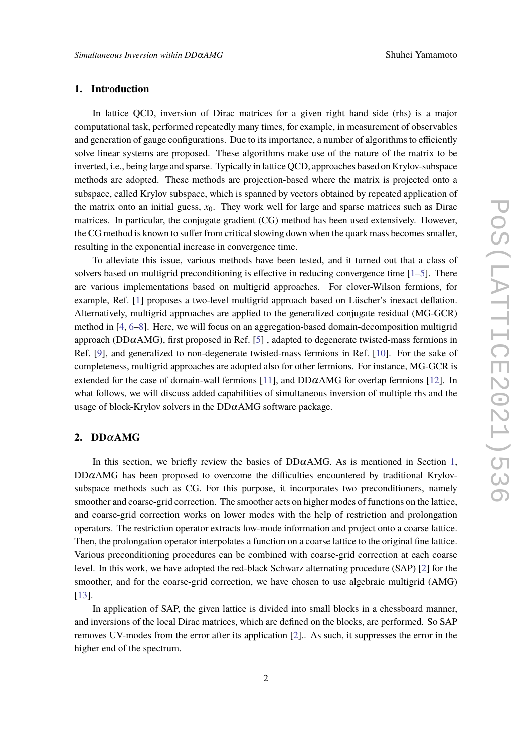## 1. Introduction

In lattice QCD, inversion of Dirac matrices for a given right hand side (rhs) is a major computational task, performed repeatedly many times, for example, in measurement of observables and generation of gauge configurations. Due to its importance, a number of algorithms to efficiently solve linear systems are proposed. These algorithms make use of the nature of the matrix to be inverted, i.e., being large and sparse. Typically in lattice QCD, approaches based on Krylov-subspace methods are adopted. These methods are projection-based where the matrix is projected onto a subspace, called Krylov subspace, which is spanned by vectors obtained by repeated application of the matrix onto an initial guess, $x_0$. They work well for large and sparse matrices such as Dirac matrices. In particular, the conjugate gradient (CG) method has been used extensively. However, the CG method is known to suffer from critical slowing down when the quark mass becomes smaller, resulting in the exponential increase in convergence time.

To alleviate this issue, various methods have been tested, and it turned out that a class of solvers based on multigrid preconditioning is effective in reducing convergence time [1–5]. There are various implementations based on multigrid approaches. For clover-Wilson fermions, for example, Ref. [1] proposes a two-level multigrid approach based on Lüscher's inexact deflation. Alternatively, multigrid approaches are applied to the generalized conjugate residual (MG-GCR) method in [4, 6–8]. Here, we will focus on an aggregation-based domain-decomposition multigrid approach (DD$\alpha$AMG), first proposed in Ref. [5] , adapted to degenerate twisted-mass fermions in Ref. [9], and generalized to non-degenerate twisted-mass fermions in Ref. [10]. For the sake of completeness, multigrid approaches are adopted also for other fermions. For instance, MG-GCR is extended for the case of domain-wall fermions [11], and DD$\alpha$AMG for overlap fermions [12]. In what follows, we will discuss added capabilities of simultaneous inversion of multiple rhs and the usage of block-Krylov solvers in the DD$\alpha$AMG software package.

## 2. DD$\alpha$AMG

In this section, we briefly review the basics of DD$\alpha$AMG. As is mentioned in Section 1, DD$\alpha$AMG has been proposed to overcome the difficulties encountered by traditional Krylov-subspace methods such as CG. For this purpose, it incorporates two preconditioners, namely smoother and coarse-grid correction. The smoother acts on higher modes of functions on the lattice, and coarse-grid correction works on lower modes with the help of restriction and prolongation operators. The restriction operator extracts low-mode information and project onto a coarse lattice. Then, the prolongation operator interpolates a function on a coarse lattice to the original fine lattice. Various preconditioning procedures can be combined with coarse-grid correction at each coarse level. In this work, we have adopted the red-black Schwarz alternating procedure (SAP) [2] for the smoother, and for the coarse-grid correction, we have chosen to use algebraic multigrid (AMG) [13].

In application of SAP, the given lattice is divided into small blocks in a chessboard manner, and inversions of the local Dirac matrices, which are defined on the blocks, are performed. So SAP removes UV-modes from the error after its application [2].. As such, it suppresses the error in the higher end of the spectrum.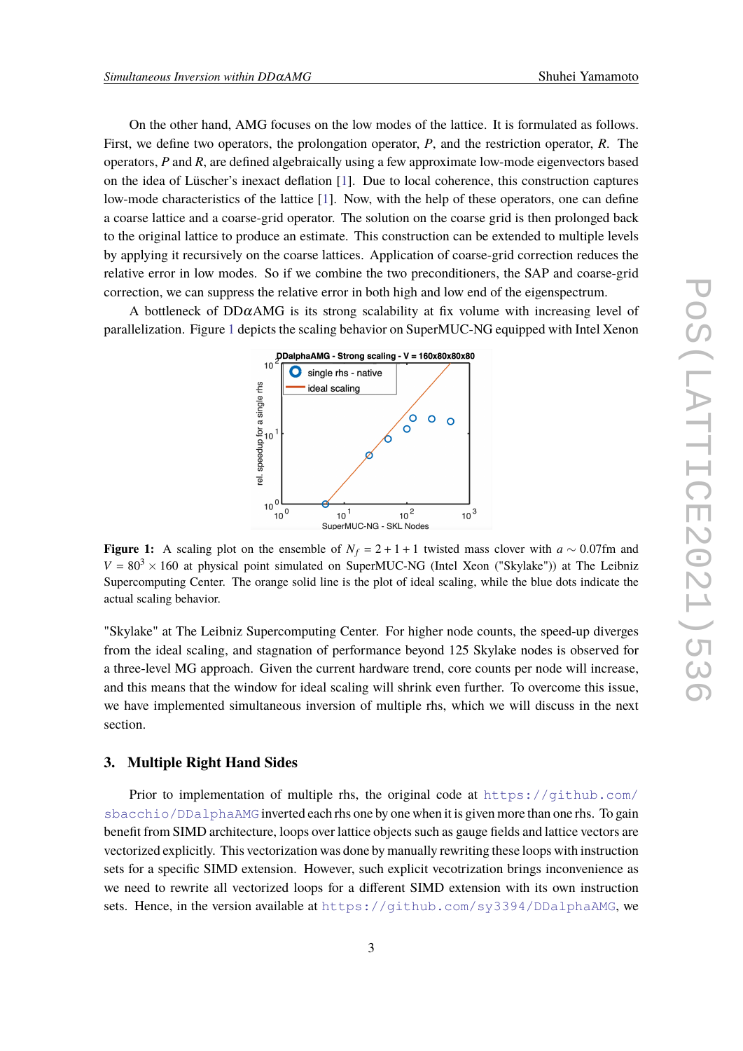On the other hand, AMG focuses on the low modes of the lattice. It is formulated as follows. First, we define two operators, the prolongation operator, $P$, and the restriction operator, $R$. The operators, $P$ and $R$, are defined algebraically using a few approximate low-mode eigenvectors based on the idea of Lüscher's inexact deflation [1]. Due to local coherence, this construction captures low-mode characteristics of the lattice [1]. Now, with the help of these operators, one can define a coarse lattice and a coarse-grid operator. The solution on the coarse grid is then prolonged back to the original lattice to produce an estimate. This construction can be extended to multiple levels by applying it recursively on the coarse lattices. Application of coarse-grid correction reduces the relative error in low modes. So if we combine the two preconditioners, the SAP and coarse-grid correction, we can suppress the relative error in both high and low end of the eigenspectrum.

A bottleneck of DD$\alpha$AMG is its strong scalability at fix volume with increasing level of parallelization. Figure 1 depicts the scaling behavior on SuperMUC-NG equipped with Intel Xenon

**Figure 1:** A scaling plot on the ensemble of $N_f = 2+1+1$ twisted mass clover with $a \sim 0.07$fm and $V = 80^3 \times 160$ at physical point simulated on SuperMUC-NG (Intel Xeon ("Skylake")) at The Leibniz Supercomputing Center. The orange solid line is the plot of ideal scaling, while the blue dots indicate the actual scaling behavior.

"Skylake" at The Leibniz Supercomputing Center. For higher node counts, the speed-up diverges from the ideal scaling, and stagnation of performance beyond 125 Skylake nodes is observed for a three-level MG approach. Given the current hardware trend, core counts per node will increase, and this means that the window for ideal scaling will shrink even further. To overcome this issue, we have implemented simultaneous inversion of multiple rhs, which we will discuss in the next section.

## 3. Multiple Right Hand Sides

Prior to implementation of multiple rhs, the original code at https://github.com/sbacchio/DDalphaAMG inverted each rhs one by one when it is given more than one rhs. To gain benefit from SIMD architecture, loops over lattice objects such as gauge fields and lattice vectors are vectorized explicitly. This vectorization was done by manually rewriting these loops with instruction sets for a specific SIMD extension. However, such explicit vecotrization brings inconvenience as we need to rewrite all vectorized loops for a different SIMD extension with its own instruction sets. Hence, in the version available at https://github.com/sy3394/DDalphaAMG, we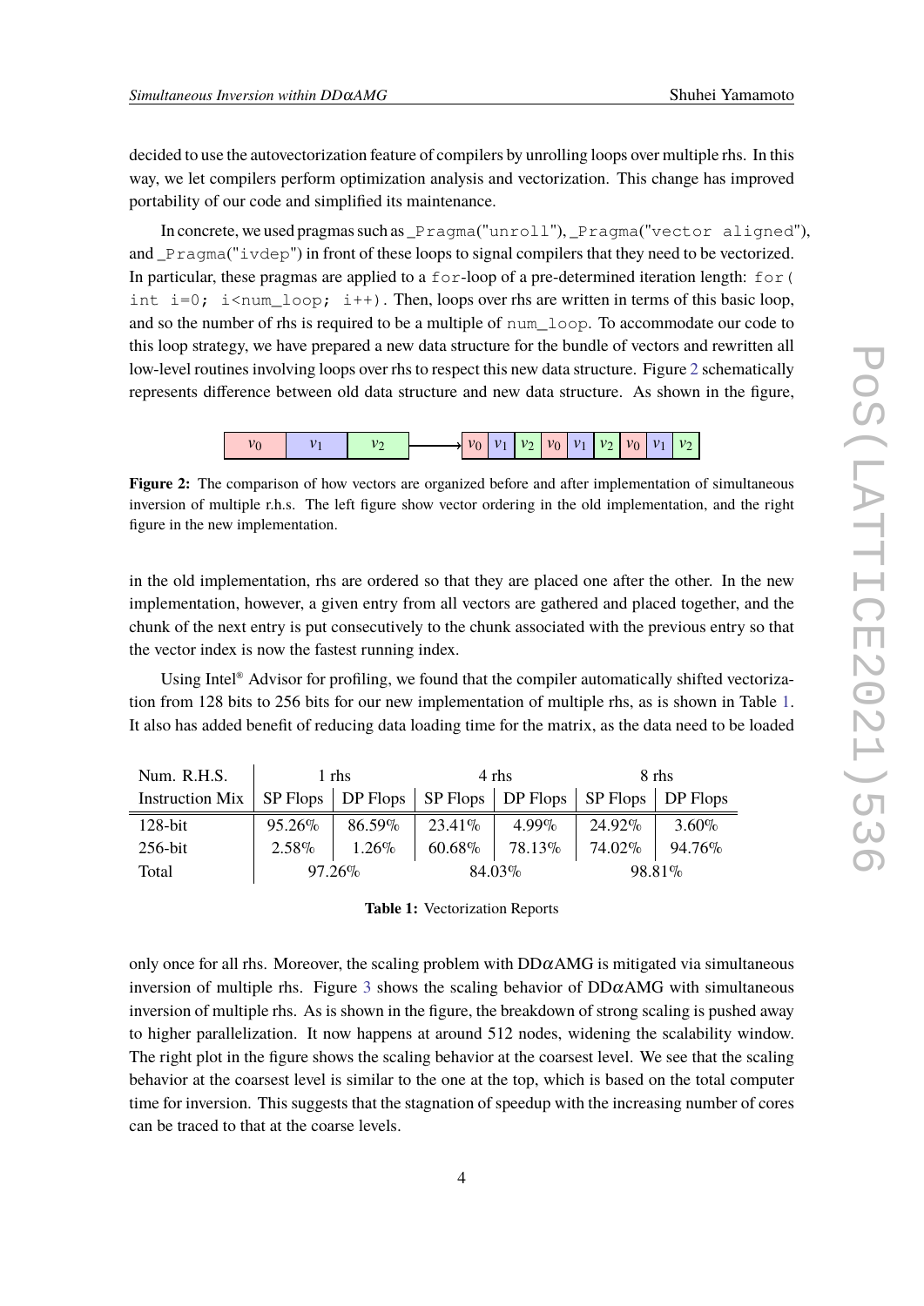decided to use the autovectorization feature of compilers by unrolling loops over multiple rhs. In this way, we let compilers perform optimization analysis and vectorization. This change has improved portability of our code and simplified its maintenance.

In concrete, we used pragmas such as `_Pragma("unroll")`, `_Pragma("vector aligned")`, and `_Pragma("ivdep")` in front of these loops to signal compilers that they need to be vectorized. In particular, these pragmas are applied to a `for`-loop of a pre-determined iteration length: `for( int i=0; i<num_loop; i++)`. Then, loops over rhs are written in terms of this basic loop, and so the number of rhs is required to be a multiple of `num_loop`. To accommodate our code to this loop strategy, we have prepared a new data structure for the bundle of vectors and rewritten all low-level routines involving loops over rhs to respect this new data structure. Figure 2 schematically represents difference between old data structure and new data structure. As shown in the figure,

| $v_0$ | $v_1$ | $v_2$ | $\longrightarrow$ | $v_0$ | $v_1$ | $v_2$ | $v_0$ | $v_1$ | $v_2$ | $v_0$ | $v_1$ | $v_2$ |
|---|---|---|---|---|---|---|---|---|---|---|---|---|

**Figure 2:** The comparison of how vectors are organized before and after implementation of simultaneous inversion of multiple r.h.s. The left figure show vector ordering in the old implementation, and the right figure in the new implementation.

in the old implementation, rhs are ordered so that they are placed one after the other. In the new implementation, however, a given entry from all vectors are gathered and placed together, and the chunk of the next entry is put consecutively to the chunk associated with the previous entry so that the vector index is now the fastest running index.

Using Intel® Advisor for profiling, we found that the compiler automatically shifted vectorization from 128 bits to 256 bits for our new implementation of multiple rhs, as is shown in Table 1. It also has added benefit of reducing data loading time for the matrix, as the data need to be loaded

| Num. R.H.S. | 1 rhs | | 4 rhs | | 8 rhs | |
|---|---|---|---|---|---|---|
| Instruction Mix | SP Flops | DP Flops | SP Flops | DP Flops | SP Flops | DP Flops |
| 128-bit | 95.26% | 86.59% | 23.41% | 4.99% | 24.92% | 3.60% |
| 256-bit | 2.58% | 1.26% | 60.68% | 78.13% | 74.02% | 94.76% |
| Total | 97.26% | | 84.03% | | 98.81% | |

**Table 1:** Vectorization Reports

only once for all rhs. Moreover, the scaling problem with DD$\alpha$AMG is mitigated via simultaneous inversion of multiple rhs. Figure 3 shows the scaling behavior of DD$\alpha$AMG with simultaneous inversion of multiple rhs. As is shown in the figure, the breakdown of strong scaling is pushed away to higher parallelization. It now happens at around 512 nodes, widening the scalability window. The right plot in the figure shows the scaling behavior at the coarsest level. We see that the scaling behavior at the coarsest level is similar to the one at the top, which is based on the total computer time for inversion. This suggests that the stagnation of speedup with the increasing number of cores can be traced to that at the coarse levels.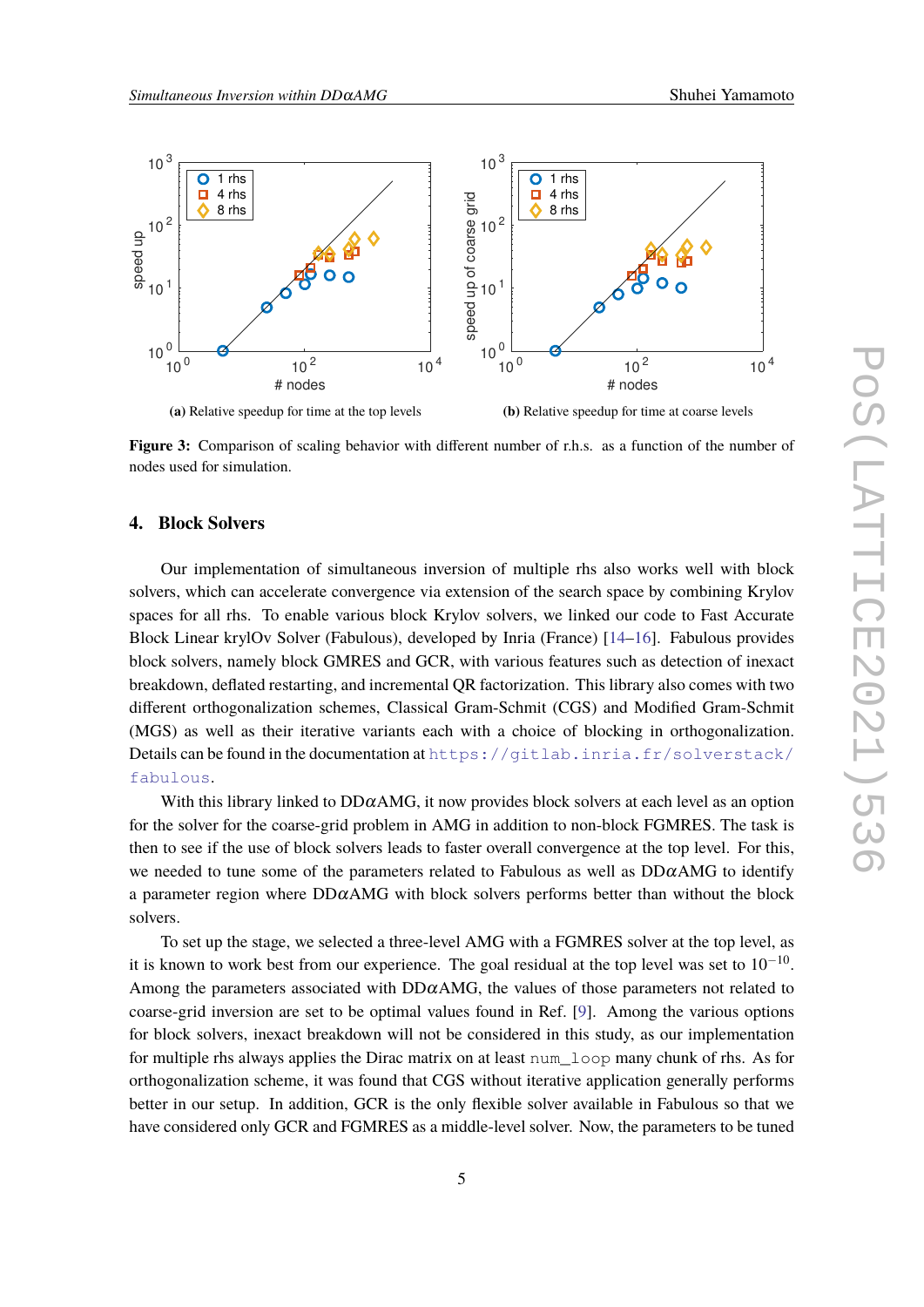(a) Relative speedup for time at the top levels

(b) Relative speedup for time at coarse levels

**Figure 3:** Comparison of scaling behavior with different number of r.h.s. as a function of the number of nodes used for simulation.

## 4. Block Solvers

Our implementation of simultaneous inversion of multiple rhs also works well with block solvers, which can accelerate convergence via extension of the search space by combining Krylov spaces for all rhs. To enable various block Krylov solvers, we linked our code to Fast Accurate Block Linear krylOv Solver (Fabulous), developed by Inria (France) [14–16]. Fabulous provides block solvers, namely block GMRES and GCR, with various features such as detection of inexact breakdown, deflated restarting, and incremental QR factorization. This library also comes with two different orthogonalization schemes, Classical Gram-Schmit (CGS) and Modified Gram-Schmit (MGS) as well as their iterative variants each with a choice of blocking in orthogonalization. Details can be found in the documentation at https://gitlab.inria.fr/solverstack/fabulous.

With this library linked to DD$\alpha$AMG, it now provides block solvers at each level as an option for the solver for the coarse-grid problem in AMG in addition to non-block FGMRES. The task is then to see if the use of block solvers leads to faster overall convergence at the top level. For this, we needed to tune some of the parameters related to Fabulous as well as DD$\alpha$AMG to identify a parameter region where DD$\alpha$AMG with block solvers performs better than without the block solvers.

To set up the stage, we selected a three-level AMG with a FGMRES solver at the top level, as it is known to work best from our experience. The goal residual at the top level was set to $10^{-10}$. Among the parameters associated with DD$\alpha$AMG, the values of those parameters not related to coarse-grid inversion are set to be optimal values found in Ref. [9]. Among the various options for block solvers, inexact breakdown will not be considered in this study, as our implementation for multiple rhs always applies the Dirac matrix on at least num_loop many chunk of rhs. As for orthogonalization scheme, it was found that CGS without iterative application generally performs better in our setup. In addition, GCR is the only flexible solver available in Fabulous so that we have considered only GCR and FGMRES as a middle-level solver. Now, the parameters to be tuned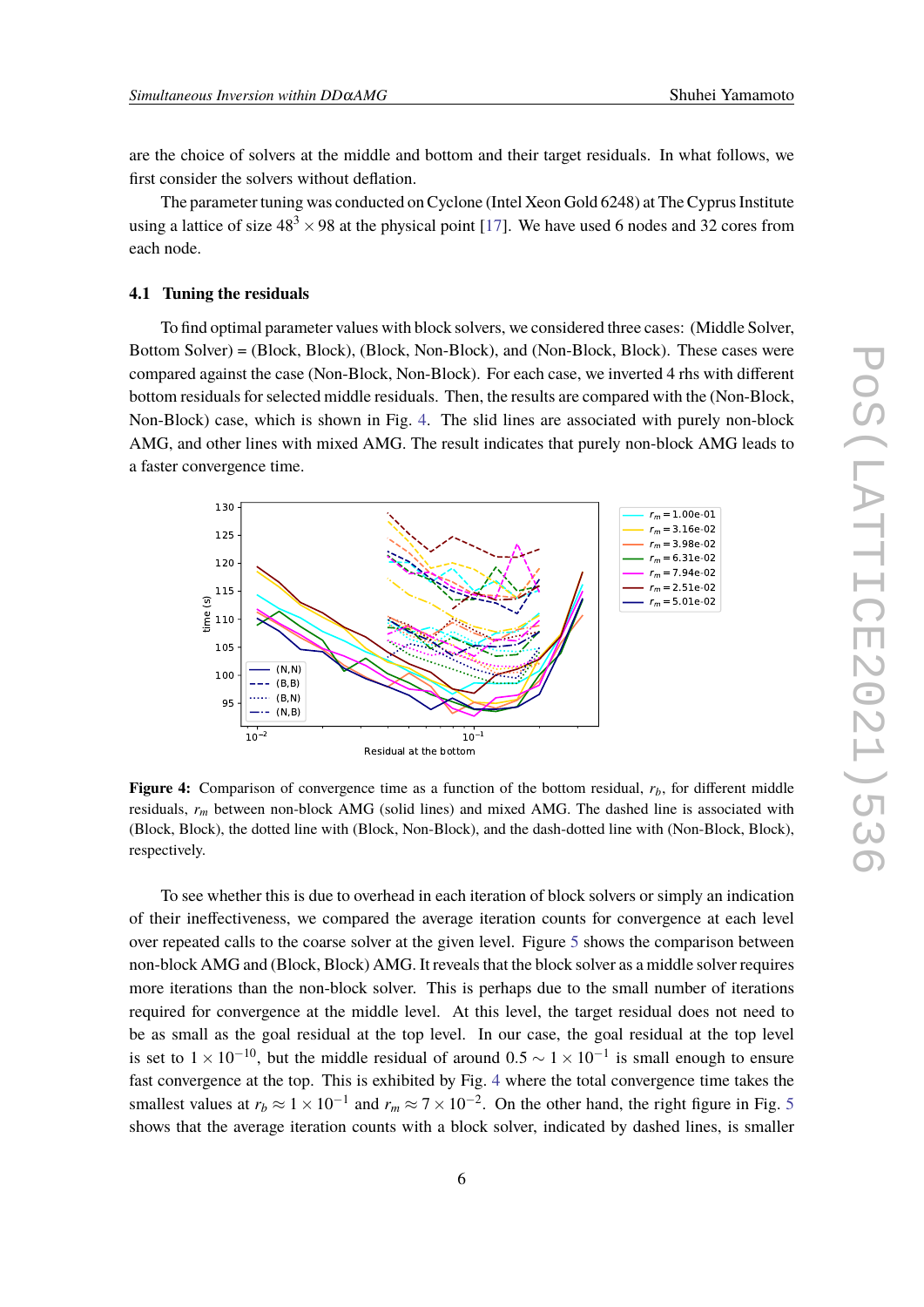are the choice of solvers at the middle and bottom and their target residuals. In what follows, we first consider the solvers without deflation.

The parameter tuning was conducted on Cyclone (Intel Xeon Gold 6248) at The Cyprus Institute using a lattice of size $48^3 \times 98$ at the physical point [17]. We have used 6 nodes and 32 cores from each node.

### 4.1 Tuning the residuals

To find optimal parameter values with block solvers, we considered three cases: (Middle Solver, Bottom Solver) = (Block, Block), (Block, Non-Block), and (Non-Block, Block). These cases were compared against the case (Non-Block, Non-Block). For each case, we inverted 4 rhs with different bottom residuals for selected middle residuals. Then, the results are compared with the (Non-Block, Non-Block) case, which is shown in Fig. 4. The slid lines are associated with purely non-block AMG, and other lines with mixed AMG. The result indicates that purely non-block AMG leads to a faster convergence time.

**Figure 4:** Comparison of convergence time as a function of the bottom residual, $r_b$, for different middle residuals, $r_m$ between non-block AMG (solid lines) and mixed AMG. The dashed line is associated with (Block, Block), the dotted line with (Block, Non-Block), and the dash-dotted line with (Non-Block, Block), respectively.

To see whether this is due to overhead in each iteration of block solvers or simply an indication of their ineffectiveness, we compared the average iteration counts for convergence at each level over repeated calls to the coarse solver at the given level. Figure 5 shows the comparison between non-block AMG and (Block, Block) AMG. It reveals that the block solver as a middle solver requires more iterations than the non-block solver. This is perhaps due to the small number of iterations required for convergence at the middle level. At this level, the target residual does not need to be as small as the goal residual at the top level. In our case, the goal residual at the top level is set to $1 \times 10^{-10}$, but the middle residual of around $0.5 \sim 1 \times 10^{-1}$ is small enough to ensure fast convergence at the top. This is exhibited by Fig. 4 where the total convergence time takes the smallest values at $r_b \approx 1 \times 10^{-1}$ and $r_m \approx 7 \times 10^{-2}$. On the other hand, the right figure in Fig. 5 shows that the average iteration counts with a block solver, indicated by dashed lines, is smaller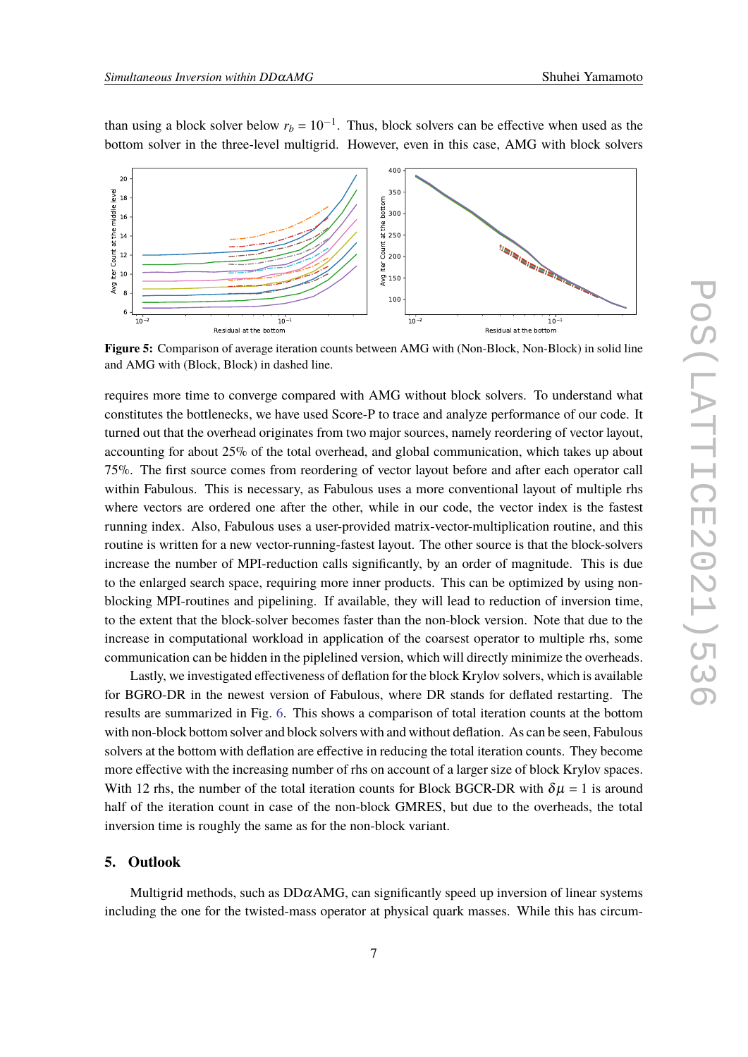than using a block solver below $r_b = 10^{-1}$. Thus, block solvers can be effective when used as the bottom solver in the three-level multigrid. However, even in this case, AMG with block solvers

**Figure 5:** Comparison of average iteration counts between AMG with (Non-Block, Non-Block) in solid line and AMG with (Block, Block) in dashed line.

requires more time to converge compared with AMG without block solvers. To understand what constitutes the bottlenecks, we have used Score-P to trace and analyze performance of our code. It turned out that the overhead originates from two major sources, namely reordering of vector layout, accounting for about 25% of the total overhead, and global communication, which takes up about 75%. The first source comes from reordering of vector layout before and after each operator call within Fabulous. This is necessary, as Fabulous uses a more conventional layout of multiple rhs where vectors are ordered one after the other, while in our code, the vector index is the fastest running index. Also, Fabulous uses a user-provided matrix-vector-multiplication routine, and this routine is written for a new vector-running-fastest layout. The other source is that the block-solvers increase the number of MPI-reduction calls significantly, by an order of magnitude. This is due to the enlarged search space, requiring more inner products. This can be optimized by using non-blocking MPI-routines and pipelining. If available, they will lead to reduction of inversion time, to the extent that the block-solver becomes faster than the non-block version. Note that due to the increase in computational workload in application of the coarsest operator to multiple rhs, some communication can be hidden in the piplelined version, which will directly minimize the overheads.

Lastly, we investigated effectiveness of deflation for the block Krylov solvers, which is available for BGRO-DR in the newest version of Fabulous, where DR stands for deflated restarting. The results are summarized in Fig. 6. This shows a comparison of total iteration counts at the bottom with non-block bottom solver and block solvers with and without deflation. As can be seen, Fabulous solvers at the bottom with deflation are effective in reducing the total iteration counts. They become more effective with the increasing number of rhs on account of a larger size of block Krylov spaces. With 12 rhs, the number of the total iteration counts for Block BGCR-DR with $\delta\mu = 1$ is around half of the iteration count in case of the non-block GMRES, but due to the overheads, the total inversion time is roughly the same as for the non-block variant.

## 5. Outlook

Multigrid methods, such as DD$\alpha$AMG, can significantly speed up inversion of linear systems including the one for the twisted-mass operator at physical quark masses. While this has circum-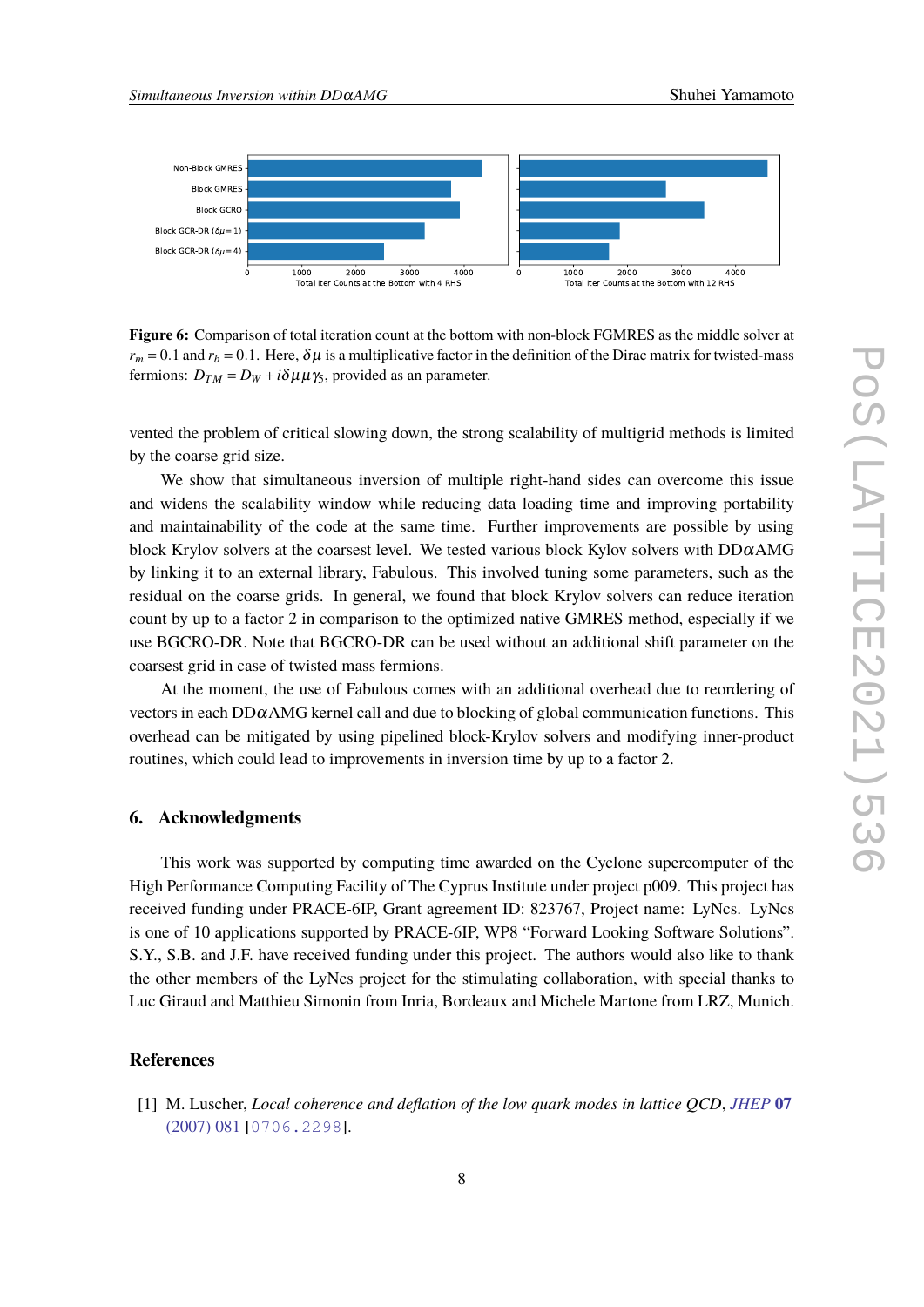Figure 6: Comparison of total iteration count at the bottom with non-block FGMRES as the middle solver at $r_m = 0.1$ and $r_b = 0.1$. Here, $\delta\mu$ is a multiplicative factor in the definition of the Dirac matrix for twisted-mass fermions: $D_{TM} = D_W + i\delta\mu\mu\gamma_5$, provided as an parameter.

vented the problem of critical slowing down, the strong scalability of multigrid methods is limited by the coarse grid size.

We show that simultaneous inversion of multiple right-hand sides can overcome this issue and widens the scalability window while reducing data loading time and improving portability and maintainability of the code at the same time. Further improvements are possible by using block Krylov solvers at the coarsest level. We tested various block Kylov solvers with DD$\alpha$AMG by linking it to an external library, Fabulous. This involved tuning some parameters, such as the residual on the coarse grids. In general, we found that block Krylov solvers can reduce iteration count by up to a factor 2 in comparison to the optimized native GMRES method, especially if we use BGCRO-DR. Note that BGCRO-DR can be used without an additional shift parameter on the coarsest grid in case of twisted mass fermions.

At the moment, the use of Fabulous comes with an additional overhead due to reordering of vectors in each DD$\alpha$AMG kernel call and due to blocking of global communication functions. This overhead can be mitigated by using pipelined block-Krylov solvers and modifying inner-product routines, which could lead to improvements in inversion time by up to a factor 2.

## 6. Acknowledgments

This work was supported by computing time awarded on the Cyclone supercomputer of the High Performance Computing Facility of The Cyprus Institute under project p009. This project has received funding under PRACE-6IP, Grant agreement ID: 823767, Project name: LyNcs. LyNcs is one of 10 applications supported by PRACE-6IP, WP8 "Forward Looking Software Solutions". S.Y., S.B. and J.F. have received funding under this project. The authors would also like to thank the other members of the LyNcs project for the stimulating collaboration, with special thanks to Luc Giraud and Matthieu Simonin from Inria, Bordeaux and Michele Martone from LRZ, Munich.

## References

[1] M. Luscher, *Local coherence and deflation of the low quark modes in lattice QCD*, *JHEP* **07** (2007) 081 [0706.2298].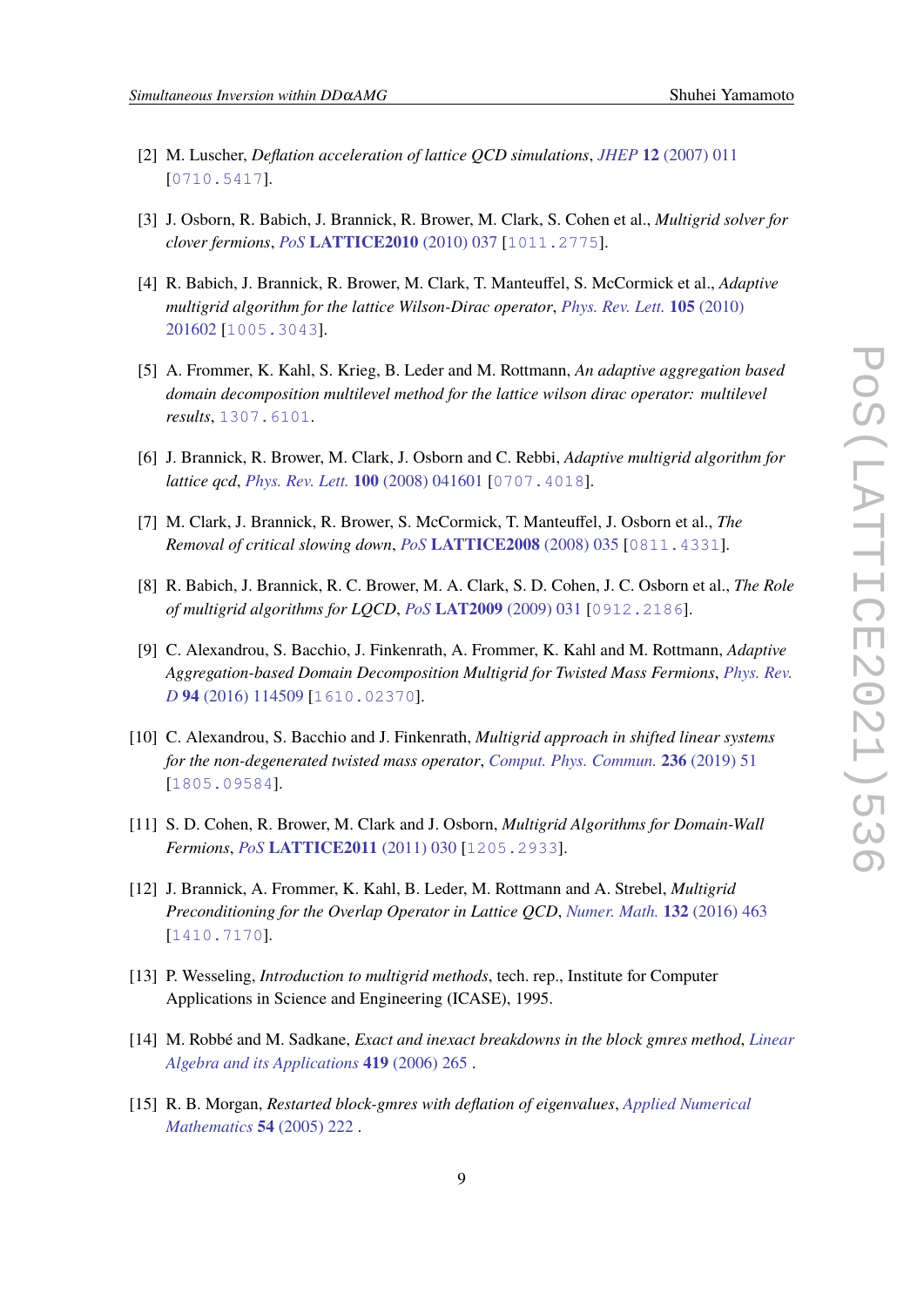[2] M. Luscher, *Deflation acceleration of lattice QCD simulations*, *JHEP* **12** (2007) 011 [0710.5417].

[3] J. Osborn, R. Babich, J. Brannick, R. Brower, M. Clark, S. Cohen et al., *Multigrid solver for clover fermions*, *PoS* **LATTICE2010** (2010) 037 [1011.2775].

[4] R. Babich, J. Brannick, R. Brower, M. Clark, T. Manteuffel, S. McCormick et al., *Adaptive multigrid algorithm for the lattice Wilson-Dirac operator*, *Phys. Rev. Lett.* **105** (2010) 201602 [1005.3043].

[5] A. Frommer, K. Kahl, S. Krieg, B. Leder and M. Rottmann, *An adaptive aggregation based domain decomposition multilevel method for the lattice wilson dirac operator: multilevel results*, 1307.6101.

[6] J. Brannick, R. Brower, M. Clark, J. Osborn and C. Rebbi, *Adaptive multigrid algorithm for lattice qcd*, *Phys. Rev. Lett.* **100** (2008) 041601 [0707.4018].

[7] M. Clark, J. Brannick, R. Brower, S. McCormick, T. Manteuffel, J. Osborn et al., *The Removal of critical slowing down*, *PoS* **LATTICE2008** (2008) 035 [0811.4331].

[8] R. Babich, J. Brannick, R. C. Brower, M. A. Clark, S. D. Cohen, J. C. Osborn et al., *The Role of multigrid algorithms for LQCD*, *PoS* **LAT2009** (2009) 031 [0912.2186].

[9] C. Alexandrou, S. Bacchio, J. Finkenrath, A. Frommer, K. Kahl and M. Rottmann, *Adaptive Aggregation-based Domain Decomposition Multigrid for Twisted Mass Fermions*, *Phys. Rev. D* **94** (2016) 114509 [1610.02370].

[10] C. Alexandrou, S. Bacchio and J. Finkenrath, *Multigrid approach in shifted linear systems for the non-degenerated twisted mass operator*, *Comput. Phys. Commun.* **236** (2019) 51 [1805.09584].

[11] S. D. Cohen, R. Brower, M. Clark and J. Osborn, *Multigrid Algorithms for Domain-Wall Fermions*, *PoS* **LATTICE2011** (2011) 030 [1205.2933].

[12] J. Brannick, A. Frommer, K. Kahl, B. Leder, M. Rottmann and A. Strebel, *Multigrid Preconditioning for the Overlap Operator in Lattice QCD*, *Numer. Math.* **132** (2016) 463 [1410.7170].

[13] P. Wesseling, *Introduction to multigrid methods*, tech. rep., Institute for Computer Applications in Science and Engineering (ICASE), 1995.

[14] M. Robbé and M. Sadkane, *Exact and inexact breakdowns in the block gmres method*, *Linear Algebra and its Applications* **419** (2006) 265 .

[15] R. B. Morgan, *Restarted block-gmres with deflation of eigenvalues*, *Applied Numerical Mathematics* **54** (2005) 222 .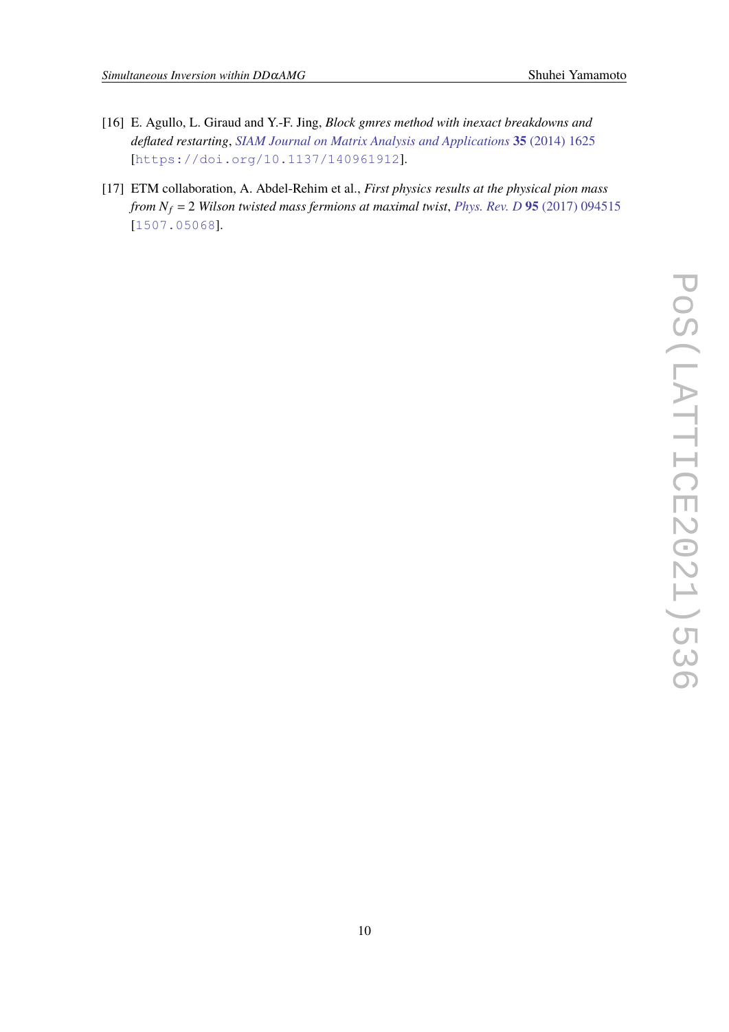[16] E. Agullo, L. Giraud and Y.-F. Jing, *Block gmres method with inexact breakdowns and deflated restarting*, *SIAM Journal on Matrix Analysis and Applications* **35** (2014) 1625 [https://doi.org/10.1137/140961912].

[17] ETM collaboration, A. Abdel-Rehim et al., *First physics results at the physical pion mass from $N_f = 2$ Wilson twisted mass fermions at maximal twist*, *Phys. Rev. D* **95** (2017) 094515 [1507.05068].